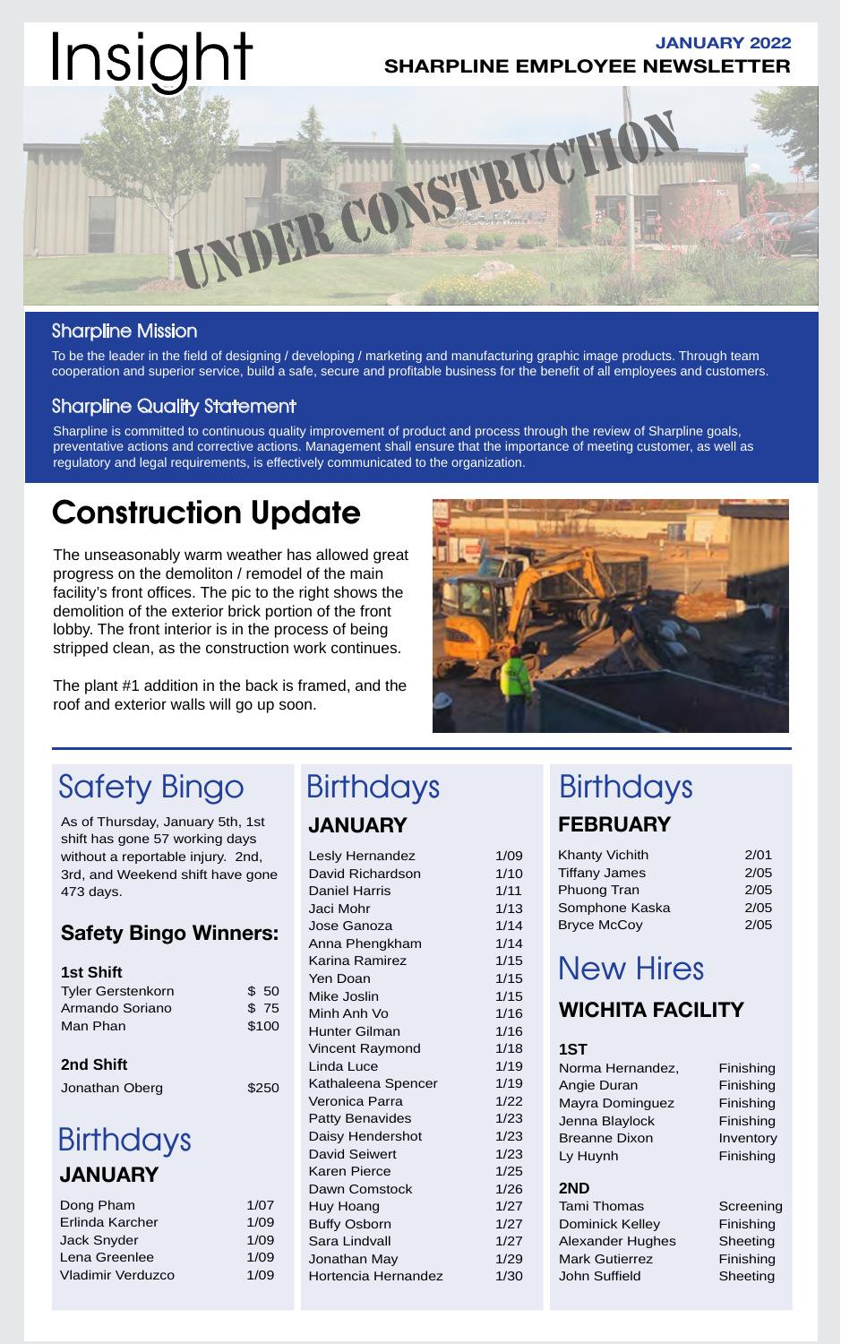# Insight

**JANUARY 2022**
**SHARPLINE EMPLOYEE NEWSLETTER**

UNDER CONSTRUCTION

### Sharpline Mission

To be the leader in the field of designing / developing / marketing and manufacturing graphic image products. Through team cooperation and superior service, build a safe, secure and profitable business for the benefit of all employees and customers.

### Sharpline Quality Statement

Sharpline is committed to continuous quality improvement of product and process through the review of Sharpline goals, preventative actions and corrective actions. Management shall ensure that the importance of meeting customer, as well as regulatory and legal requirements, is effectively communicated to the organization.

## Construction Update

The unseasonably warm weather has allowed great progress on the demoliton / remodel of the main facility's front offices. The pic to the right shows the demolition of the exterior brick portion of the front lobby. The front interior is in the process of being stripped clean, as the construction work continues.

The plant #1 addition in the back is framed, and the roof and exterior walls will go up soon.

## Safety Bingo

As of Thursday, January 5th, 1st shift has gone 57 working days without a reportable injury. 2nd, 3rd, and Weekend shift have gone 473 days.

### Safety Bingo Winners:

**1st Shift**

| Name | Amount |
|---|---|
| Tyler Gerstenkorn | $ 50 |
| Armando Soriano | $ 75 |
| Man Phan | $100 |

**2nd Shift**

| Name | Amount |
|---|---|
| Jonathan Oberg | $250 |

## Birthdays

### JANUARY

| Name | Date |
|---|---|
| Dong Pham | 1/07 |
| Erlinda Karcher | 1/09 |
| Jack Snyder | 1/09 |
| Lena Greenlee | 1/09 |
| Vladimir Verduzco | 1/09 |
| Lesly Hernandez | 1/09 |
| David Richardson | 1/10 |
| Daniel Harris | 1/11 |
| Jaci Mohr | 1/13 |
| Jose Ganoza | 1/14 |
| Anna Phengkham | 1/14 |
| Karina Ramirez | 1/15 |
| Yen Doan | 1/15 |
| Mike Joslin | 1/15 |
| Minh Anh Vo | 1/16 |
| Hunter Gilman | 1/16 |
| Vincent Raymond | 1/18 |
| Linda Luce | 1/19 |
| Kathaleena Spencer | 1/19 |
| Veronica Parra | 1/22 |
| Patty Benavides | 1/23 |
| Daisy Hendershot | 1/23 |
| David Seiwert | 1/23 |
| Karen Pierce | 1/25 |
| Dawn Comstock | 1/26 |
| Huy Hoang | 1/27 |
| Buffy Osborn | 1/27 |
| Sara Lindvall | 1/27 |
| Jonathan May | 1/29 |
| Hortencia Hernandez | 1/30 |

## Birthdays

### FEBRUARY

| Name | Date |
|---|---|
| Khanty Vichith | 2/01 |
| Tiffany James | 2/05 |
| Phuong Tran | 2/05 |
| Somphone Kaska | 2/05 |
| Bryce McCoy | 2/05 |

## New Hires

### WICHITA FACILITY

**1ST**

| Name | Department |
|---|---|
| Norma Hernandez, | Finishing |
| Angie Duran | Finishing |
| Mayra Dominguez | Finishing |
| Jenna Blaylock | Finishing |
| Breanne Dixon | Inventory |
| Ly Huynh | Finishing |

**2ND**

| Name | Department |
|---|---|
| Tami Thomas | Screening |
| Dominick Kelley | Finishing |
| Alexander Hughes | Sheeting |
| Mark Gutierrez | Finishing |
| John Suffield | Sheeting |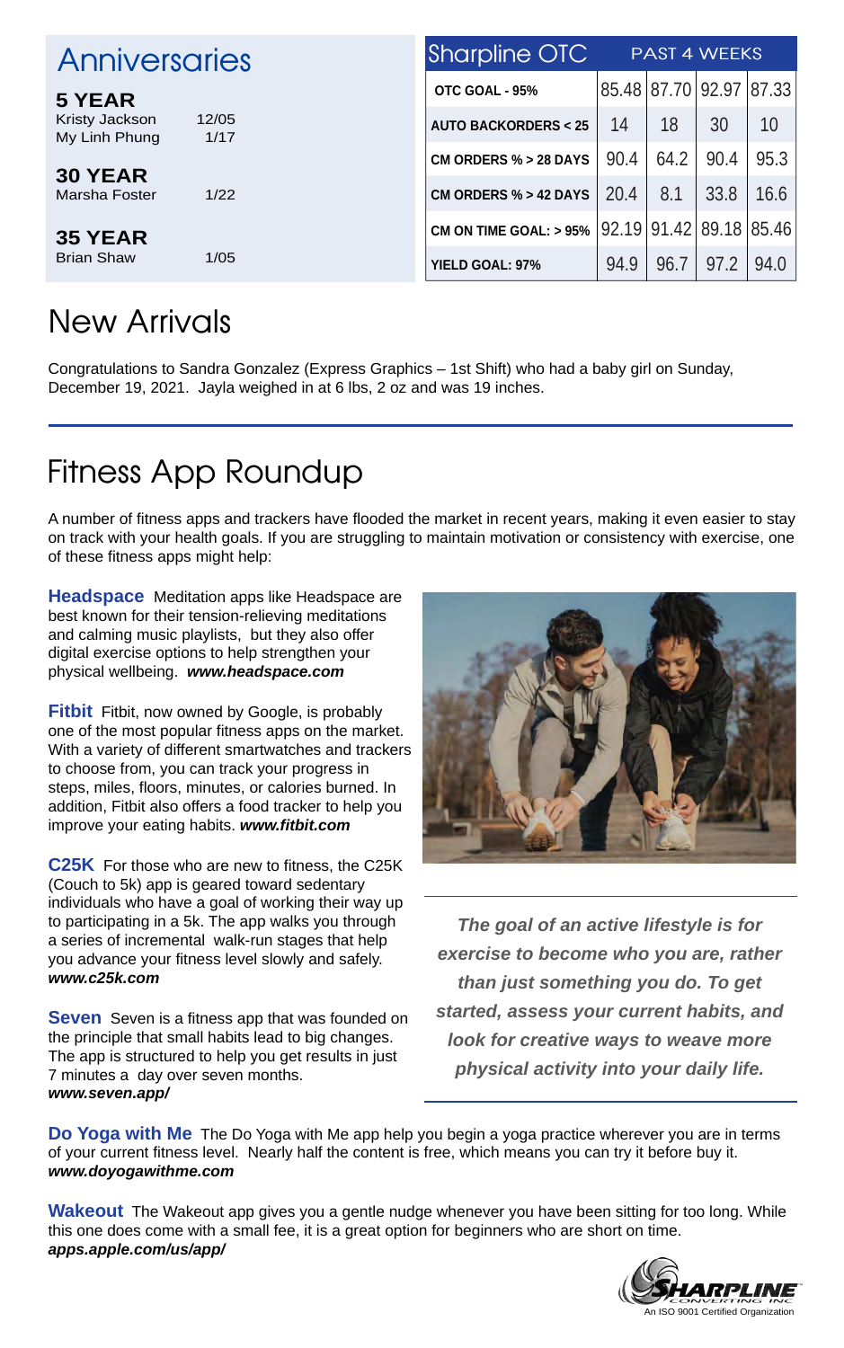## Anniversaries

### 5 YEAR

Kristy Jackson 12/05
My Linh Phung 1/17

### 30 YEAR

Marsha Foster 1/22

### 35 YEAR

Brian Shaw 1/05

## Sharpline OTC — PAST 4 WEEKS

| | | | | |
|---|---|---|---|---|
| OTC GOAL - 95% | 85.48 | 87.70 | 92.97 | 87.33 |
| AUTO BACKORDERS < 25 | 14 | 18 | 30 | 10 |
| CM ORDERS % > 28 DAYS | 90.4 | 64.2 | 90.4 | 95.3 |
| CM ORDERS % > 42 DAYS | 20.4 | 8.1 | 33.8 | 16.6 |
| CM ON TIME GOAL: > 95% | 92.19 | 91.42 | 89.18 | 85.46 |
| YIELD GOAL: 97% | 94.9 | 96.7 | 97.2 | 94.0 |

## New Arrivals

Congratulations to Sandra Gonzalez (Express Graphics – 1st Shift) who had a baby girl on Sunday, December 19, 2021. Jayla weighed in at 6 lbs, 2 oz and was 19 inches.

## Fitness App Roundup

A number of fitness apps and trackers have flooded the market in recent years, making it even easier to stay on track with your health goals. If you are struggling to maintain motivation or consistency with exercise, one of these fitness apps might help:

**Headspace** Meditation apps like Headspace are best known for their tension-relieving meditations and calming music playlists, but they also offer digital exercise options to help strengthen your physical wellbeing. ***www.headspace.com***

**Fitbit** Fitbit, now owned by Google, is probably one of the most popular fitness apps on the market. With a variety of different smartwatches and trackers to choose from, you can track your progress in steps, miles, floors, minutes, or calories burned. In addition, Fitbit also offers a food tracker to help you improve your eating habits. ***www.fitbit.com***

**C25K** For those who are new to fitness, the C25K (Couch to 5k) app is geared toward sedentary individuals who have a goal of working their way up to participating in a 5k. The app walks you through a series of incremental walk-run stages that help you advance your fitness level slowly and safely. ***www.c25k.com***

**Seven** Seven is a fitness app that was founded on the principle that small habits lead to big changes. The app is structured to help you get results in just 7 minutes a day over seven months. ***www.seven.app/***

*The goal of an active lifestyle is for exercise to become who you are, rather than just something you do. To get started, assess your current habits, and look for creative ways to weave more physical activity into your daily life.*

**Do Yoga with Me** The Do Yoga with Me app help you begin a yoga practice wherever you are in terms of your current fitness level. Nearly half the content is free, which means you can try it before buy it. ***www.doyogawithme.com***

**Wakeout** The Wakeout app gives you a gentle nudge whenever you have been sitting for too long. While this one does come with a small fee, it is a great option for beginners who are short on time. ***apps.apple.com/us/app/***

SHARPLINE CONVERTING INC
An ISO 9001 Certified Organization